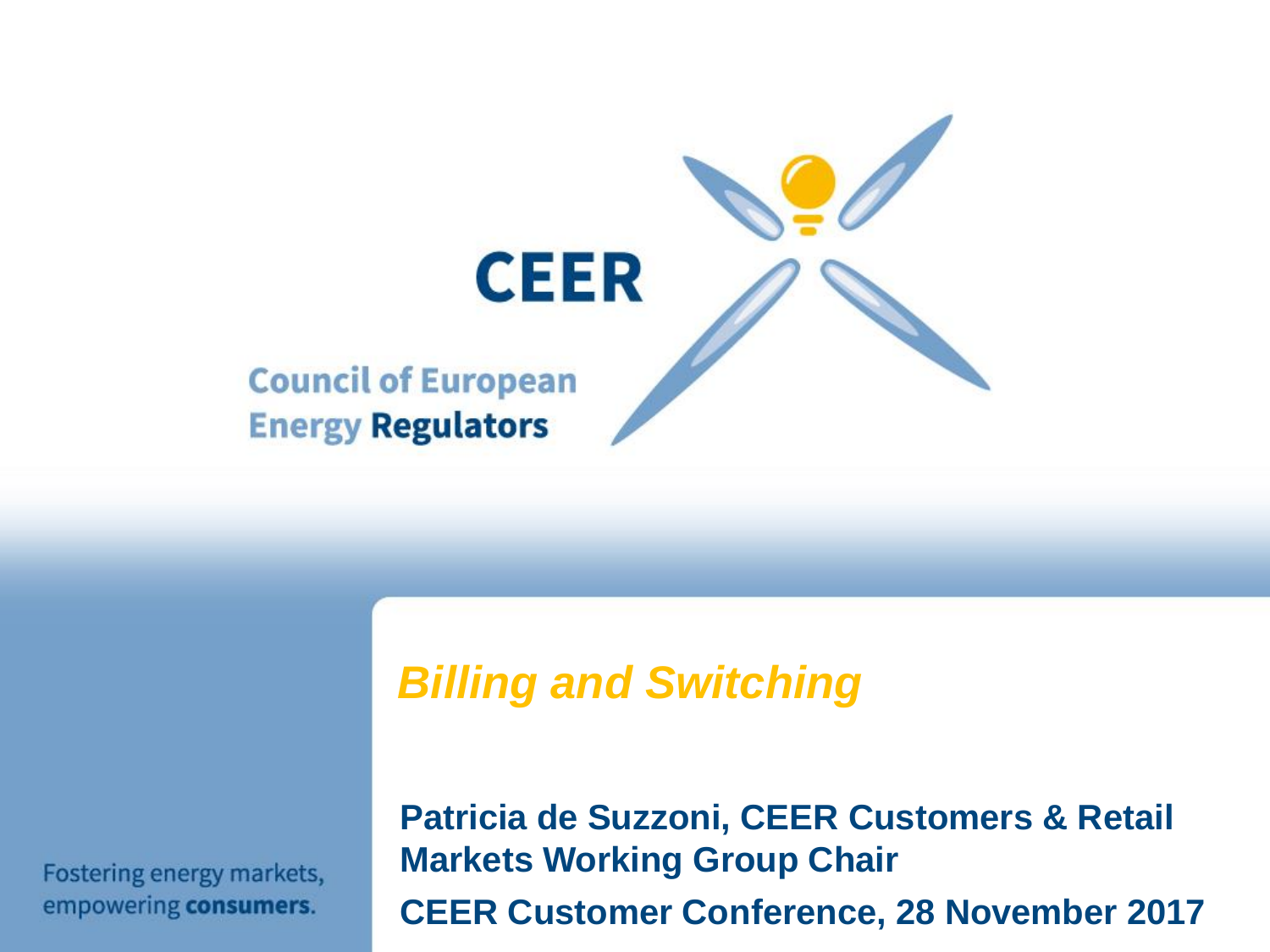CEER

Council of European Energy Regulators

# *Billing and Switching*

**Patricia de Suzzoni, CEER Customers & Retail Markets Working Group Chair**

**CEER Customer Conference, 28 November 2017**

Fostering energy markets, empowering **consumers**.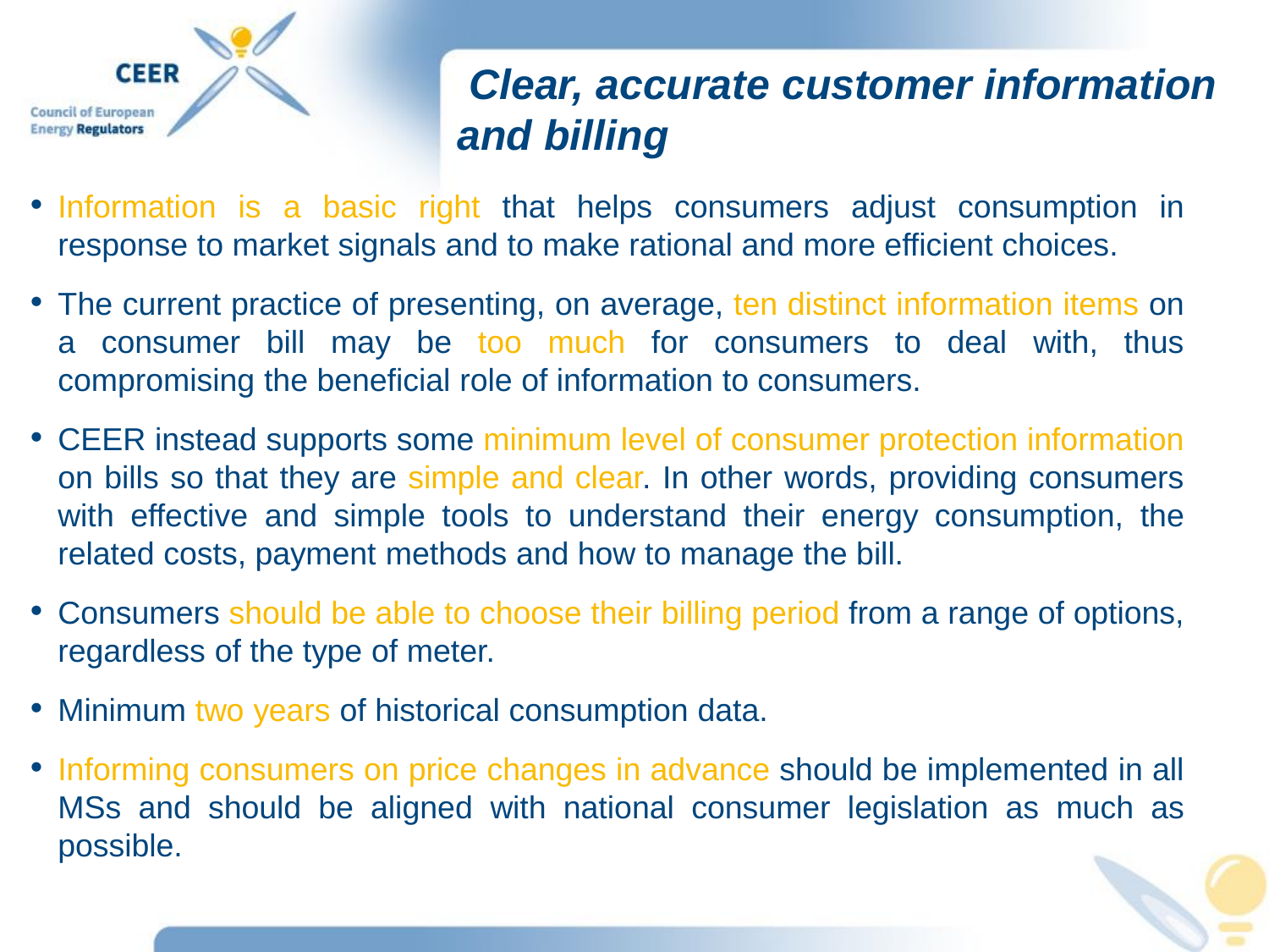# *Clear, accurate customer information and billing*

- Information is a basic right that helps consumers adjust consumption in response to market signals and to make rational and more efficient choices.
- The current practice of presenting, on average, ten distinct information items on a consumer bill may be too much for consumers to deal with, thus compromising the beneficial role of information to consumers.
- CEER instead supports some minimum level of consumer protection information on bills so that they are simple and clear. In other words, providing consumers with effective and simple tools to understand their energy consumption, the related costs, payment methods and how to manage the bill.
- Consumers should be able to choose their billing period from a range of options, regardless of the type of meter.
- Minimum two years of historical consumption data.
- Informing consumers on price changes in advance should be implemented in all MSs and should be aligned with national consumer legislation as much as possible.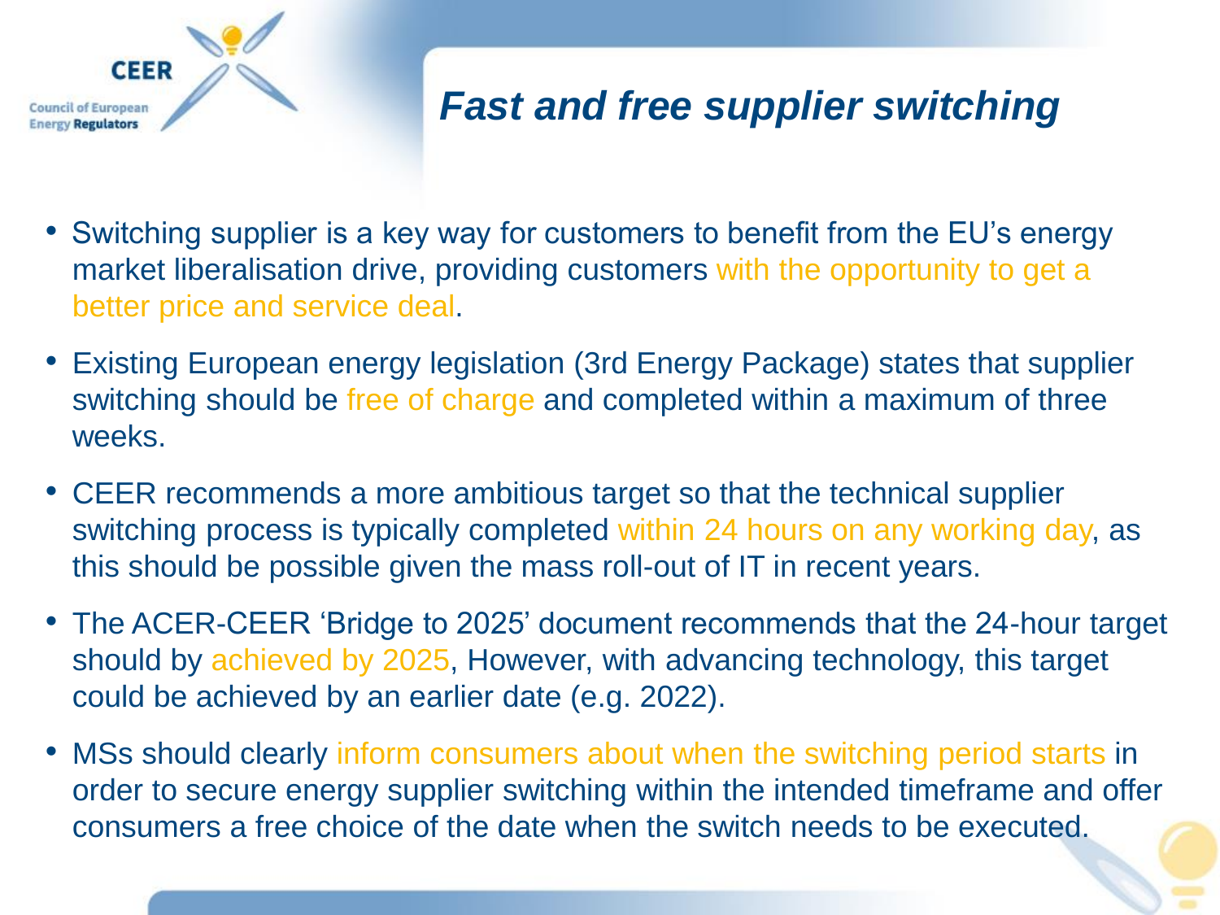# *Fast and free supplier switching*

- Switching supplier is a key way for customers to benefit from the EU's energy market liberalisation drive, providing customers with the opportunity to get a better price and service deal.
- Existing European energy legislation (3rd Energy Package) states that supplier switching should be free of charge and completed within a maximum of three weeks.
- CEER recommends a more ambitious target so that the technical supplier switching process is typically completed within 24 hours on any working day, as this should be possible given the mass roll-out of IT in recent years.
- The ACER-CEER 'Bridge to 2025' document recommends that the 24-hour target should by achieved by 2025, However, with advancing technology, this target could be achieved by an earlier date (e.g. 2022).
- MSs should clearly inform consumers about when the switching period starts in order to secure energy supplier switching within the intended timeframe and offer consumers a free choice of the date when the switch needs to be executed.